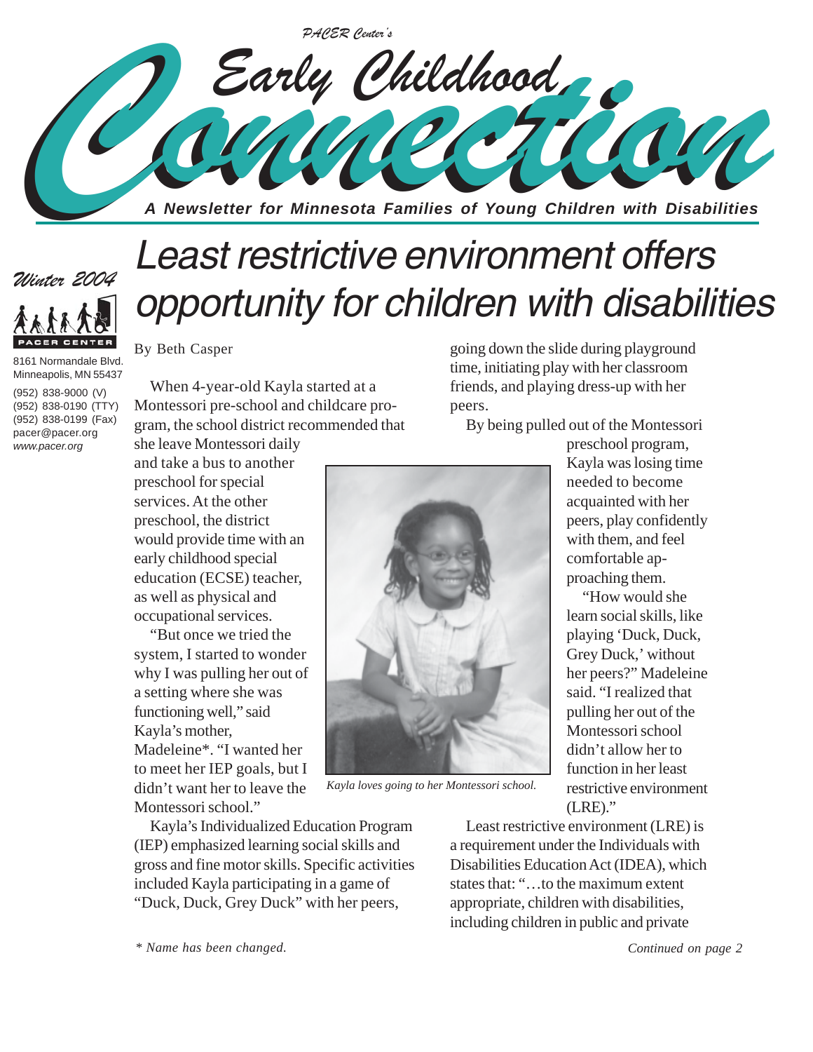PACER Center's

# Early Childhood Connection

**A Newsletter for Minnesota Families of Young Children with Disabilities**

*Winter 2004*

PACER CENTER

8161 Normandale Blvd.
Minneapolis, MN 55437

(952) 838-9000 (V)
(952) 838-0190 (TTY)
(952) 838-0199 (Fax)
pacer@pacer.org
*www.pacer.org*

## Least restrictive environment offers opportunity for children with disabilities

By Beth Casper

When 4-year-old Kayla started at a Montessori pre-school and childcare program, the school district recommended that she leave Montessori daily and take a bus to another preschool for special services. At the other preschool, the district would provide time with an early childhood special education (ECSE) teacher, as well as physical and occupational services.

"But once we tried the system, I started to wonder why I was pulling her out of a setting where she was functioning well," said Kayla's mother, Madeleine*. "I wanted her to meet her IEP goals, but I didn't want her to leave the Montessori school."

Kayla's Individualized Education Program (IEP) emphasized learning social skills and gross and fine motor skills. Specific activities included Kayla participating in a game of "Duck, Duck, Grey Duck" with her peers, going down the slide during playground time, initiating play with her classroom friends, and playing dress-up with her peers.

*Kayla loves going to her Montessori school.*

By being pulled out of the Montessori preschool program, Kayla was losing time needed to become acquainted with her peers, play confidently with them, and feel comfortable approaching them.

"How would she learn social skills, like playing 'Duck, Duck, Grey Duck,' without her peers?" Madeleine said. "I realized that pulling her out of the Montessori school didn't allow her to function in her least restrictive environment (LRE)."

Least restrictive environment (LRE) is a requirement under the Individuals with Disabilities Education Act (IDEA), which states that: "…to the maximum extent appropriate, children with disabilities, including children in public and private

*Continued on page 2*

*\* Name has been changed.*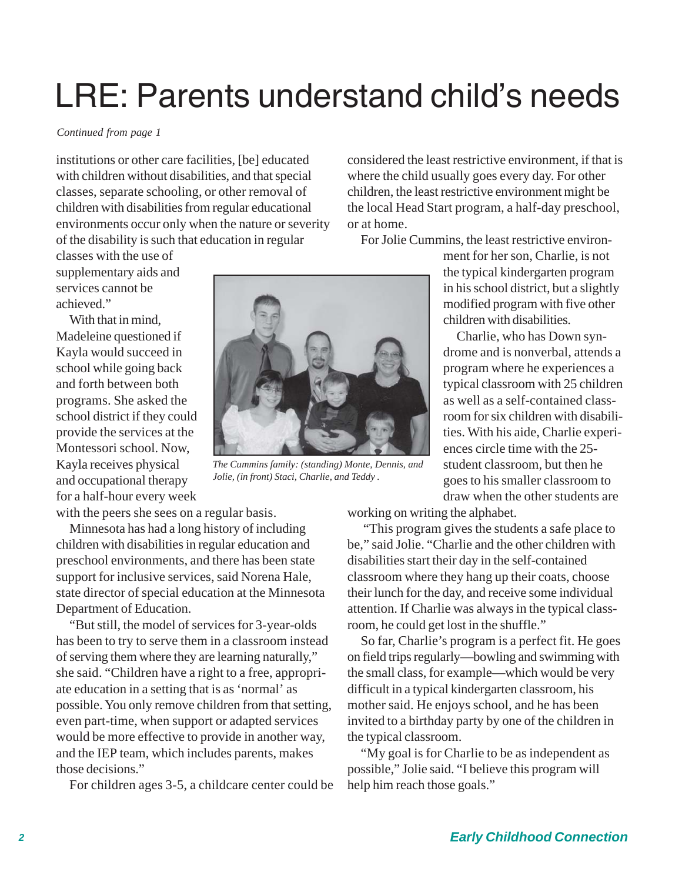# LRE: Parents understand child's needs

*Continued from page 1*

institutions or other care facilities, [be] educated with children without disabilities, and that special classes, separate schooling, or other removal of children with disabilities from regular educational environments occur only when the nature or severity of the disability is such that education in regular classes with the use of supplementary aids and services cannot be achieved."

With that in mind, Madeleine questioned if Kayla would succeed in school while going back and forth between both programs. She asked the school district if they could provide the services at the Montessori school. Now, Kayla receives physical and occupational therapy for a half-hour every week with the peers she sees on a regular basis.

Minnesota has had a long history of including children with disabilities in regular education and preschool environments, and there has been state support for inclusive services, said Norena Hale, state director of special education at the Minnesota Department of Education.

"But still, the model of services for 3-year-olds has been to try to serve them in a classroom instead of serving them where they are learning naturally," she said. "Children have a right to a free, appropriate education in a setting that is as 'normal' as possible. You only remove children from that setting, even part-time, when support or adapted services would be more effective to provide in another way, and the IEP team, which includes parents, makes those decisions."

For children ages 3-5, a childcare center could be considered the least restrictive environment, if that is where the child usually goes every day. For other children, the least restrictive environment might be the local Head Start program, a half-day preschool, or at home.

*The Cummins family: (standing) Monte, Dennis, and Jolie, (in front) Staci, Charlie, and Teddy .*

For Jolie Cummins, the least restrictive environment for her son, Charlie, is not the typical kindergarten program in his school district, but a slightly modified program with five other children with disabilities.

Charlie, who has Down syndrome and is nonverbal, attends a program where he experiences a typical classroom with 25 children as well as a self-contained classroom for six children with disabilities. With his aide, Charlie experiences circle time with the 25-student classroom, but then he goes to his smaller classroom to draw when the other students are working on writing the alphabet.

"This program gives the students a safe place to be," said Jolie. "Charlie and the other children with disabilities start their day in the self-contained classroom where they hang up their coats, choose their lunch for the day, and receive some individual attention. If Charlie was always in the typical classroom, he could get lost in the shuffle."

So far, Charlie's program is a perfect fit. He goes on field trips regularly—bowling and swimming with the small class, for example—which would be very difficult in a typical kindergarten classroom, his mother said. He enjoys school, and he has been invited to a birthday party by one of the children in the typical classroom.

"My goal is for Charlie to be as independent as possible," Jolie said. "I believe this program will help him reach those goals."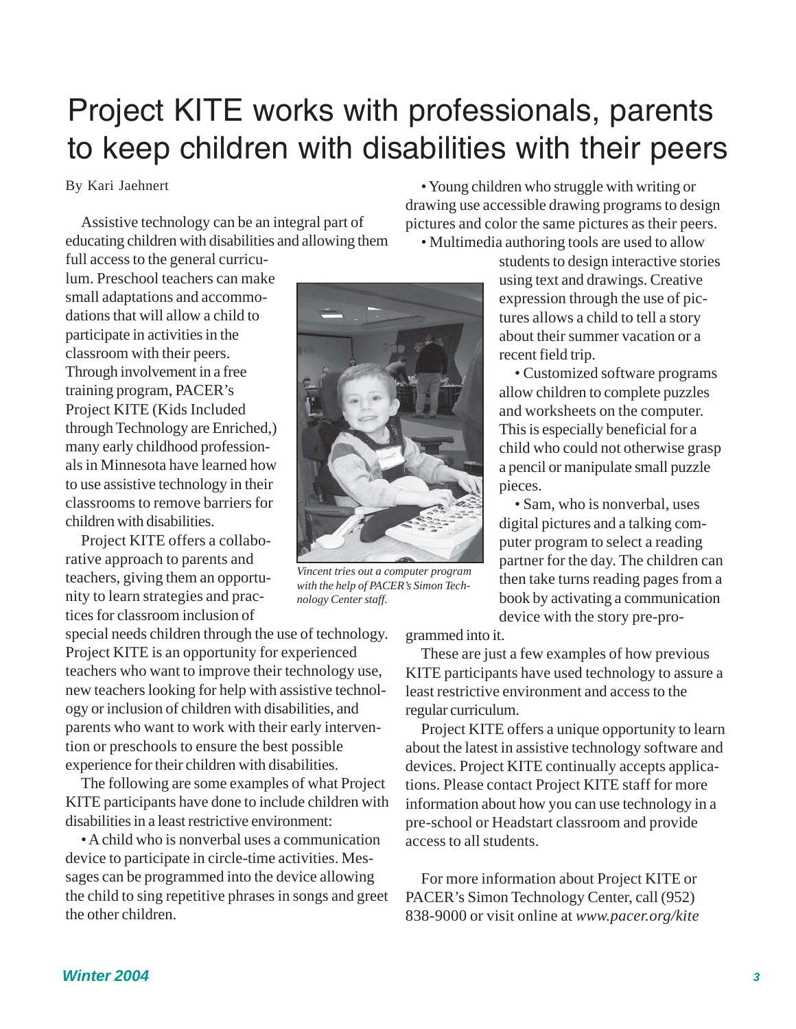# Project KITE works with professionals, parents to keep children with disabilities with their peers

By Kari Jaehnert

Assistive technology can be an integral part of educating children with disabilities and allowing them full access to the general curriculum. Preschool teachers can make small adaptations and accommodations that will allow a child to participate in activities in the classroom with their peers. Through involvement in a free training program, PACER's Project KITE (Kids Included through Technology are Enriched,) many early childhood professionals in Minnesota have learned how to use assistive technology in their classrooms to remove barriers for children with disabilities.

Project KITE offers a collaborative approach to parents and teachers, giving them an opportunity to learn strategies and practices for classroom inclusion of special needs children through the use of technology. Project KITE is an opportunity for experienced teachers who want to improve their technology use, new teachers looking for help with assistive technology or inclusion of children with disabilities, and parents who want to work with their early intervention or preschools to ensure the best possible experience for their children with disabilities.

*Vincent tries out a computer program with the help of PACER's Simon Technology Center staff.*

The following are some examples of what Project KITE participants have done to include children with disabilities in a least restrictive environment:

- A child who is nonverbal uses a communication device to participate in circle-time activities. Messages can be programmed into the device allowing the child to sing repetitive phrases in songs and greet the other children.
- Young children who struggle with writing or drawing use accessible drawing programs to design pictures and color the same pictures as their peers.
- Multimedia authoring tools are used to allow students to design interactive stories using text and drawings. Creative expression through the use of pictures allows a child to tell a story about their summer vacation or a recent field trip.
- Customized software programs allow children to complete puzzles and worksheets on the computer. This is especially beneficial for a child who could not otherwise grasp a pencil or manipulate small puzzle pieces.
- Sam, who is nonverbal, uses digital pictures and a talking computer program to select a reading partner for the day. The children can then take turns reading pages from a book by activating a communication device with the story pre-programmed into it.

These are just a few examples of how previous KITE participants have used technology to assure a least restrictive environment and access to the regular curriculum.

Project KITE offers a unique opportunity to learn about the latest in assistive technology software and devices. Project KITE continually accepts applications. Please contact Project KITE staff for more information about how you can use technology in a pre-school or Headstart classroom and provide access to all students.

For more information about Project KITE or PACER's Simon Technology Center, call (952) 838-9000 or visit online at *www.pacer.org/kite*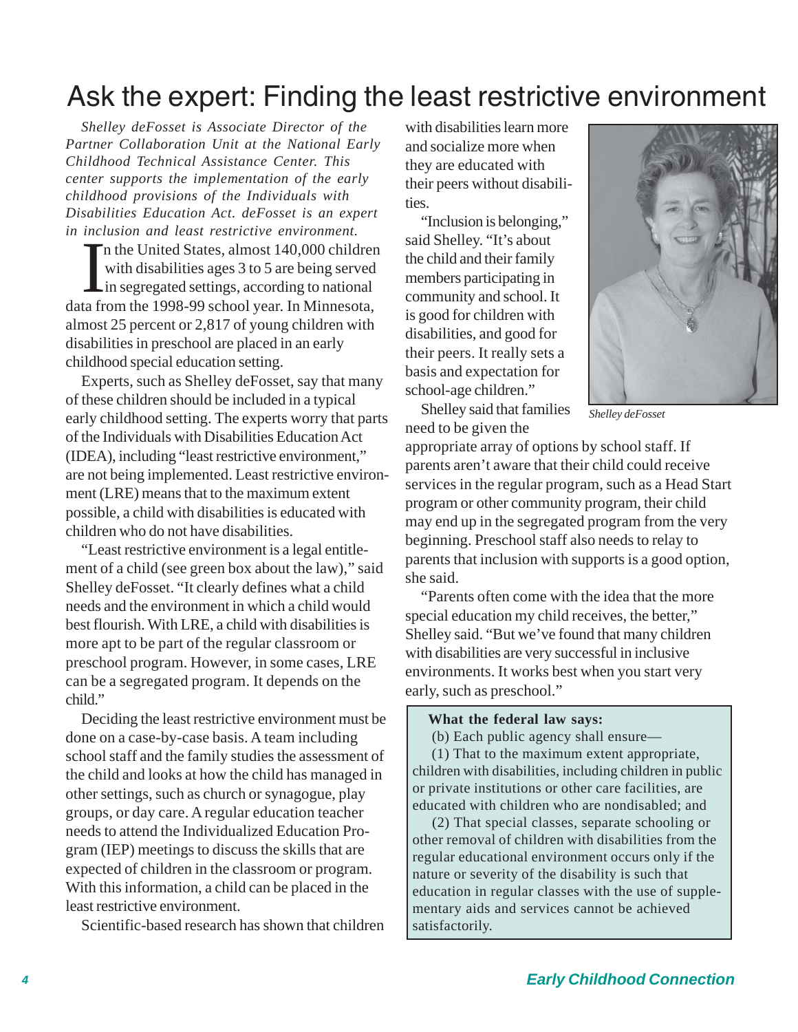# Ask the expert: Finding the least restrictive environment

*Shelley deFosset is Associate Director of the Partner Collaboration Unit at the National Early Childhood Technical Assistance Center. This center supports the implementation of the early childhood provisions of the Individuals with Disabilities Education Act. deFosset is an expert in inclusion and least restrictive environment.*

In the United States, almost 140,000 children with disabilities ages 3 to 5 are being served in segregated settings, according to national data from the 1998-99 school year. In Minnesota, almost 25 percent or 2,817 of young children with disabilities in preschool are placed in an early childhood special education setting.

Experts, such as Shelley deFosset, say that many of these children should be included in a typical early childhood setting. The experts worry that parts of the Individuals with Disabilities Education Act (IDEA), including "least restrictive environment," are not being implemented. Least restrictive environment (LRE) means that to the maximum extent possible, a child with disabilities is educated with children who do not have disabilities.

"Least restrictive environment is a legal entitlement of a child (see green box about the law)," said Shelley deFosset. "It clearly defines what a child needs and the environment in which a child would best flourish. With LRE, a child with disabilities is more apt to be part of the regular classroom or preschool program. However, in some cases, LRE can be a segregated program. It depends on the child."

Deciding the least restrictive environment must be done on a case-by-case basis. A team including school staff and the family studies the assessment of the child and looks at how the child has managed in other settings, such as church or synagogue, play groups, or day care. A regular education teacher needs to attend the Individualized Education Program (IEP) meetings to discuss the skills that are expected of children in the classroom or program. With this information, a child can be placed in the least restrictive environment.

Scientific-based research has shown that children with disabilities learn more and socialize more when they are educated with their peers without disabilities.

"Inclusion is belonging," said Shelley. "It's about the child and their family members participating in community and school. It is good for children with disabilities, and good for their peers. It really sets a basis and expectation for school-age children."

*Shelley deFosset*

Shelley said that families need to be given the appropriate array of options by school staff. If parents aren't aware that their child could receive services in the regular program, such as a Head Start program or other community program, their child may end up in the segregated program from the very beginning. Preschool staff also needs to relay to parents that inclusion with supports is a good option, she said.

"Parents often come with the idea that the more special education my child receives, the better," Shelley said. "But we've found that many children with disabilities are very successful in inclusive environments. It works best when you start very early, such as preschool."

> **What the federal law says:**
>
> (b) Each public agency shall ensure—
>
> (1) That to the maximum extent appropriate, children with disabilities, including children in public or private institutions or other care facilities, are educated with children who are nondisabled; and
>
> (2) That special classes, separate schooling or other removal of children with disabilities from the regular educational environment occurs only if the nature or severity of the disability is such that education in regular classes with the use of supplementary aids and services cannot be achieved satisfactorily.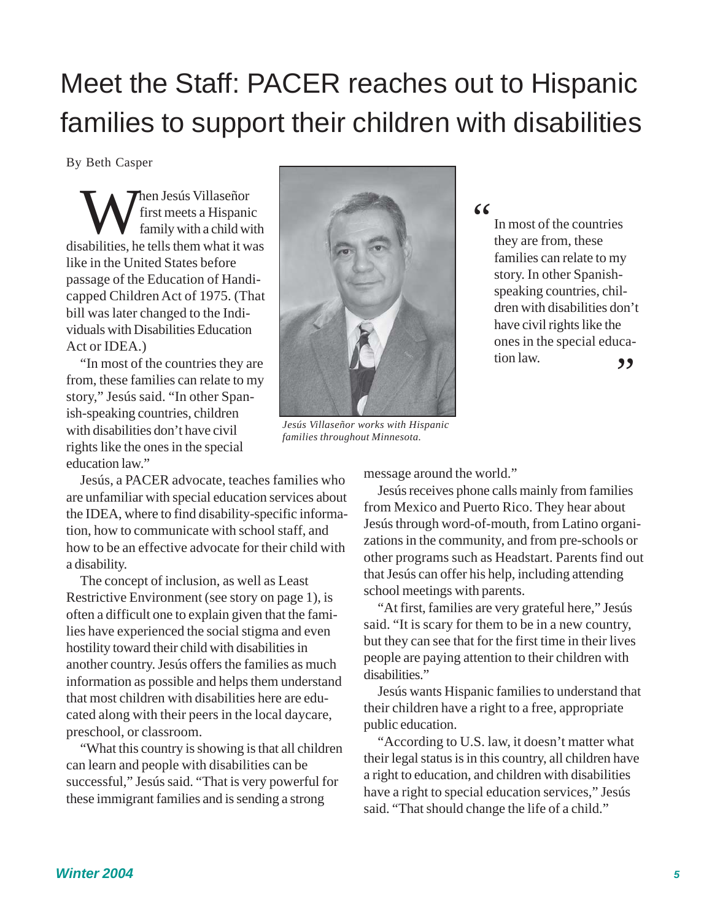# Meet the Staff: PACER reaches out to Hispanic families to support their children with disabilities

By Beth Casper

When Jesús Villaseñor first meets a Hispanic family with a child with disabilities, he tells them what it was like in the United States before passage of the Education of Handicapped Children Act of 1975. (That bill was later changed to the Individuals with Disabilities Education Act or IDEA.)

"In most of the countries they are from, these families can relate to my story," Jesús said. "In other Spanish-speaking countries, children with disabilities don't have civil rights like the ones in the special education law."

*Jesús Villaseñor works with Hispanic families throughout Minnesota.*

> "In most of the countries they are from, these families can relate to my story. In other Spanish-speaking countries, children with disabilities don't have civil rights like the ones in the special education law."

Jesús, a PACER advocate, teaches families who are unfamiliar with special education services about the IDEA, where to find disability-specific information, how to communicate with school staff, and how to be an effective advocate for their child with a disability.

The concept of inclusion, as well as Least Restrictive Environment (see story on page 1), is often a difficult one to explain given that the families have experienced the social stigma and even hostility toward their child with disabilities in another country. Jesús offers the families as much information as possible and helps them understand that most children with disabilities here are educated along with their peers in the local daycare, preschool, or classroom.

"What this country is showing is that all children can learn and people with disabilities can be successful," Jesús said. "That is very powerful for these immigrant families and is sending a strong message around the world."

Jesús receives phone calls mainly from families from Mexico and Puerto Rico. They hear about Jesús through word-of-mouth, from Latino organizations in the community, and from pre-schools or other programs such as Headstart. Parents find out that Jesús can offer his help, including attending school meetings with parents.

"At first, families are very grateful here," Jesús said. "It is scary for them to be in a new country, but they can see that for the first time in their lives people are paying attention to their children with disabilities."

Jesús wants Hispanic families to understand that their children have a right to a free, appropriate public education.

"According to U.S. law, it doesn't matter what their legal status is in this country, all children have a right to education, and children with disabilities have a right to special education services," Jesús said. "That should change the life of a child."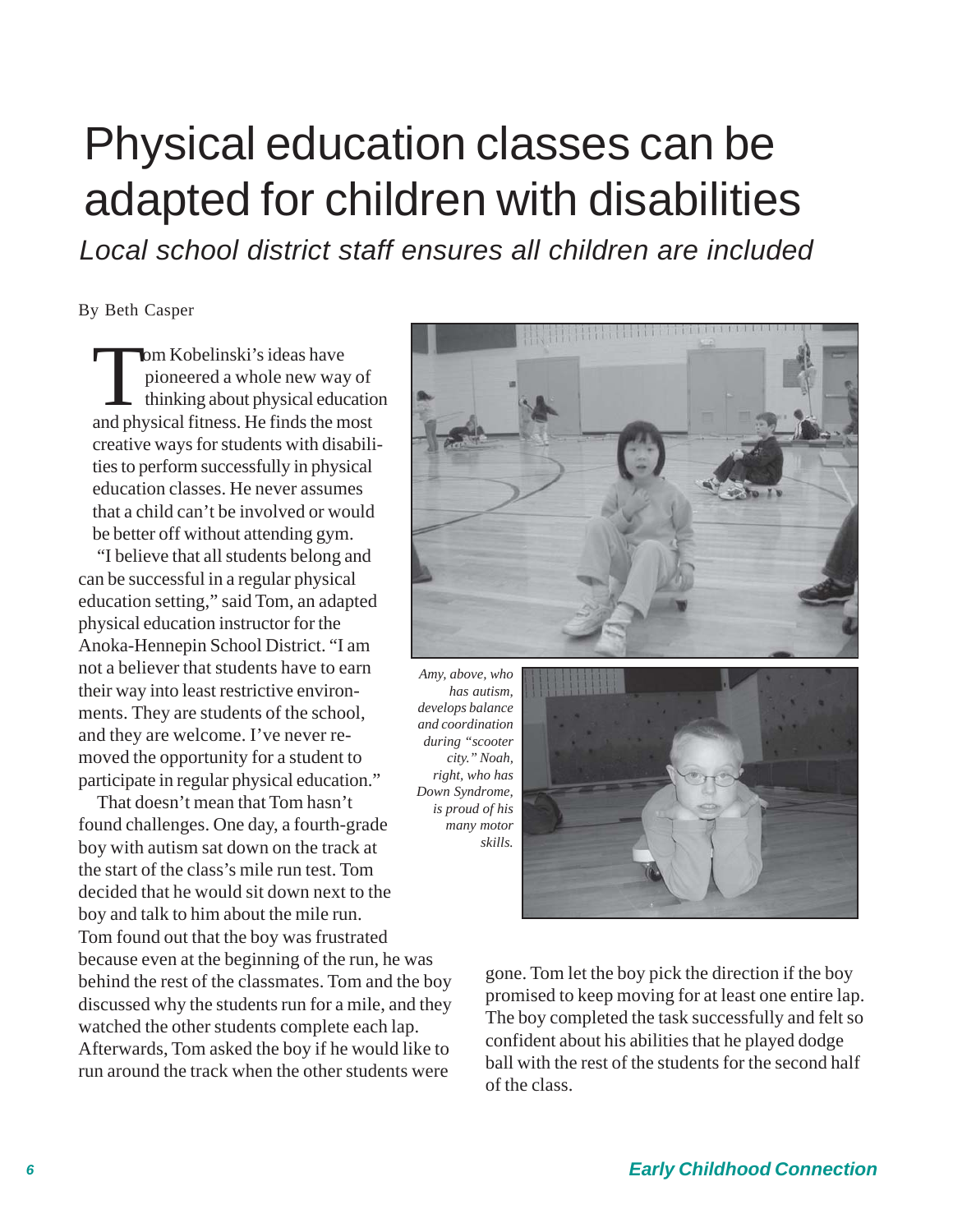# Physical education classes can be adapted for children with disabilities

*Local school district staff ensures all children are included*

By Beth Casper

Tom Kobelinski's ideas have pioneered a whole new way of thinking about physical education and physical fitness. He finds the most creative ways for students with disabilities to perform successfully in physical education classes. He never assumes that a child can't be involved or would be better off without attending gym.

"I believe that all students belong and can be successful in a regular physical education setting," said Tom, an adapted physical education instructor for the Anoka-Hennepin School District. "I am not a believer that students have to earn their way into least restrictive environments. They are students of the school, and they are welcome. I've never removed the opportunity for a student to participate in regular physical education."

That doesn't mean that Tom hasn't found challenges. One day, a fourth-grade boy with autism sat down on the track at the start of the class's mile run test. Tom decided that he would sit down next to the boy and talk to him about the mile run. Tom found out that the boy was frustrated because even at the beginning of the run, he was behind the rest of the classmates. Tom and the boy discussed why the students run for a mile, and they watched the other students complete each lap. Afterwards, Tom asked the boy if he would like to run around the track when the other students were gone. Tom let the boy pick the direction if the boy promised to keep moving for at least one entire lap. The boy completed the task successfully and felt so confident about his abilities that he played dodge ball with the rest of the students for the second half of the class.

*Amy, above, who has autism, develops balance and coordination during "scooter city." Noah, right, who has Down Syndrome, is proud of his many motor skills.*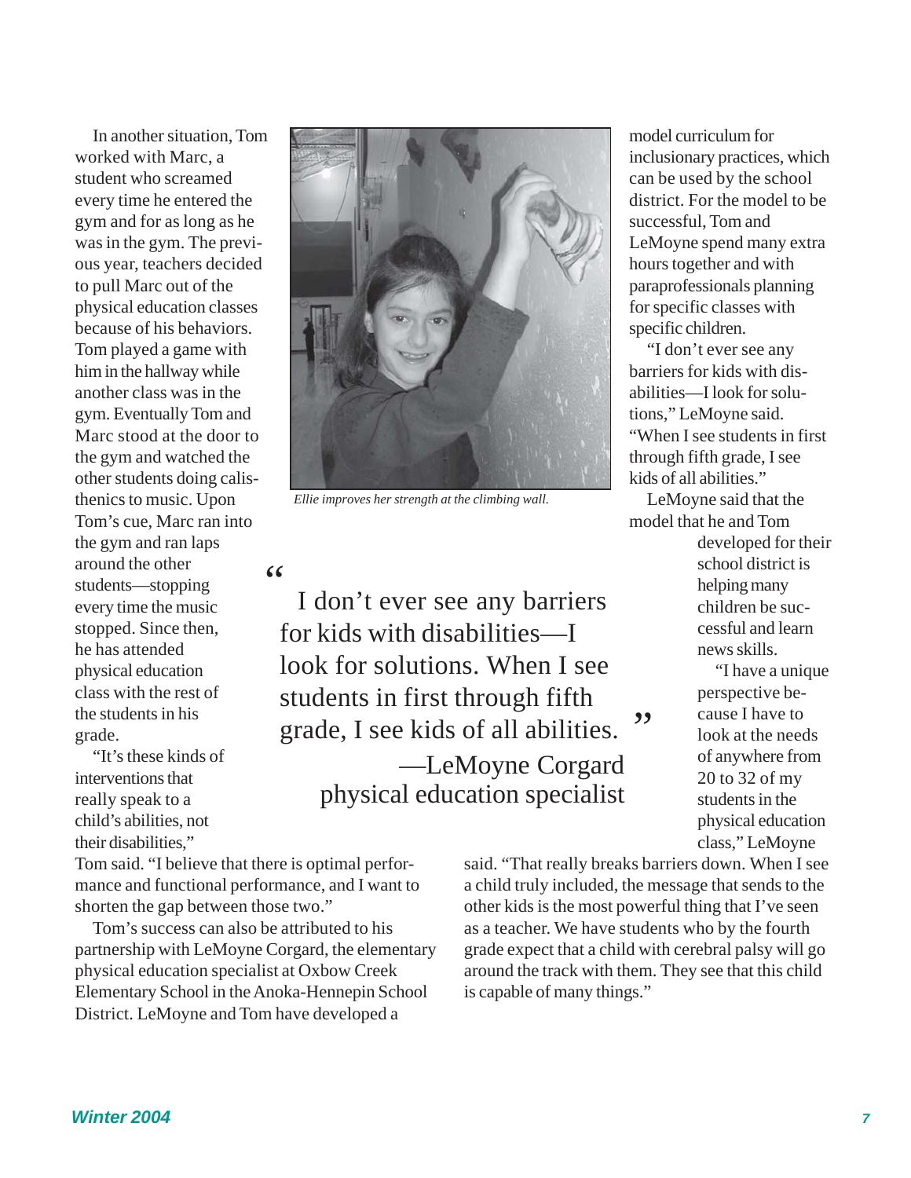In another situation, Tom worked with Marc, a student who screamed every time he entered the gym and for as long as he was in the gym. The previous year, teachers decided to pull Marc out of the physical education classes because of his behaviors. Tom played a game with him in the hallway while another class was in the gym. Eventually Tom and Marc stood at the door to the gym and watched the other students doing calisthenics to music. Upon Tom's cue, Marc ran into the gym and ran laps around the other students—stopping every time the music stopped. Since then, he has attended physical education class with the rest of the students in his grade.

"It's these kinds of interventions that really speak to a child's abilities, not their disabilities," Tom said. "I believe that there is optimal performance and functional performance, and I want to shorten the gap between those two."

Tom's success can also be attributed to his partnership with LeMoyne Corgard, the elementary physical education specialist at Oxbow Creek Elementary School in the Anoka-Hennepin School District. LeMoyne and Tom have developed a model curriculum for inclusionary practices, which can be used by the school district. For the model to be successful, Tom and LeMoyne spend many extra hours together and with paraprofessionals planning for specific classes with specific children.

*Ellie improves her strength at the climbing wall.*

> "I don't ever see any barriers for kids with disabilities—I look for solutions. When I see students in first through fifth grade, I see kids of all abilities."
>
> —LeMoyne Corgard
> physical education specialist

"I don't ever see any barriers for kids with disabilities—I look for solutions," LeMoyne said. "When I see students in first through fifth grade, I see kids of all abilities."

LeMoyne said that the model that he and Tom developed for their school district is helping many children be successful and learn news skills.

"I have a unique perspective because I have to look at the needs of anywhere from 20 to 32 of my students in the physical education class," LeMoyne said. "That really breaks barriers down. When I see a child truly included, the message that sends to the other kids is the most powerful thing that I've seen as a teacher. We have students who by the fourth grade expect that a child with cerebral palsy will go around the track with them. They see that this child is capable of many things."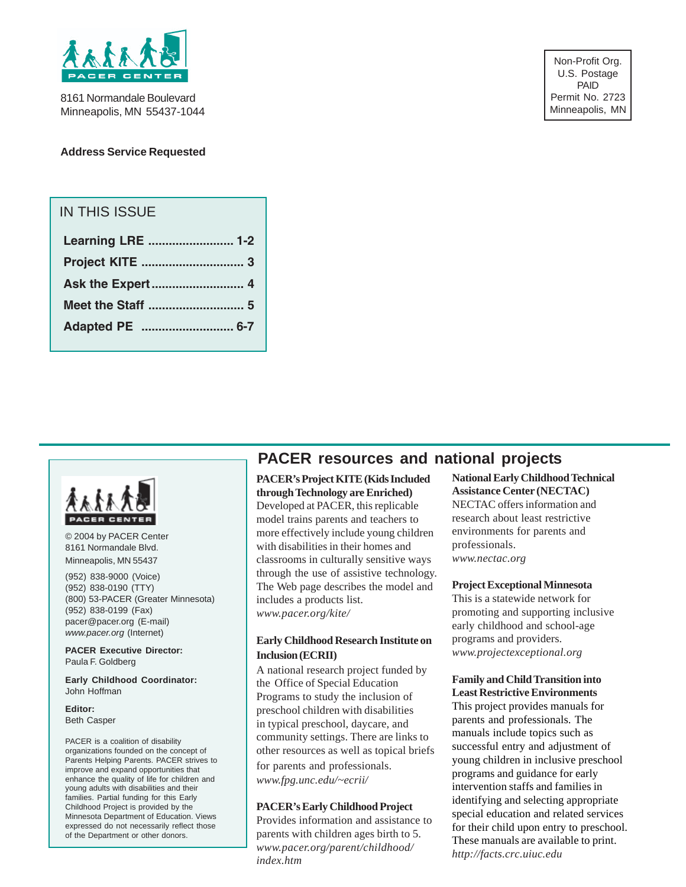PACER CENTER

8161 Normandale Boulevard
Minneapolis, MN 55437-1044

**Address Service Requested**

Non-Profit Org.
U.S. Postage
PAID
Permit No. 2723
Minneapolis, MN

## IN THIS ISSUE

**Learning LRE ........................ 1-2**
**Project KITE ............................. 3**
**Ask the Expert .......................... 4**
**Meet the Staff ........................... 5**
**Adapted PE .......................... 6-7**

PACER CENTER

© 2004 by PACER Center
8161 Normandale Blvd.
Minneapolis, MN 55437

(952) 838-9000 (Voice)
(952) 838-0190 (TTY)
(800) 53-PACER (Greater Minnesota)
(952) 838-0199 (Fax)
pacer@pacer.org (E-mail)
*www.pacer.org* (Internet)

**PACER Executive Director:**
Paula F. Goldberg

**Early Childhood Coordinator:**
John Hoffman

**Editor:**
Beth Casper

PACER is a coalition of disability organizations founded on the concept of Parents Helping Parents. PACER strives to improve and expand opportunities that enhance the quality of life for children and young adults with disabilities and their families. Partial funding for this Early Childhood Project is provided by the Minnesota Department of Education. Views expressed do not necessarily reflect those of the Department or other donors.

## PACER resources and national projects

**PACER's Project KITE (Kids Included through Technology are Enriched)**
Developed at PACER, this replicable model trains parents and teachers to more effectively include young children with disabilities in their homes and classrooms in culturally sensitive ways through the use of assistive technology. The Web page describes the model and includes a products list.
*www.pacer.org/kite/*

**Early Childhood Research Institute on Inclusion (ECRII)**
A national research project funded by the Office of Special Education Programs to study the inclusion of preschool children with disabilities in typical preschool, daycare, and community settings. There are links to other resources as well as topical briefs for parents and professionals.
*www.fpg.unc.edu/~ecrii/*

**PACER's Early Childhood Project**
Provides information and assistance to parents with children ages birth to 5.
*www.pacer.org/parent/childhood/index.htm*

**National Early Childhood Technical Assistance Center (NECTAC)**
NECTAC offers information and research about least restrictive environments for parents and professionals.
*www.nectac.org*

**Project Exceptional Minnesota**
This is a statewide network for promoting and supporting inclusive early childhood and school-age programs and providers.
*www.projectexceptional.org*

**Family and Child Transition into Least Restrictive Environments**
This project provides manuals for parents and professionals. The manuals include topics such as successful entry and adjustment of young children in inclusive preschool programs and guidance for early intervention staffs and families in identifying and selecting appropriate special education and related services for their child upon entry to preschool. These manuals are available to print.
*http://facts.crc.uiuc.edu*